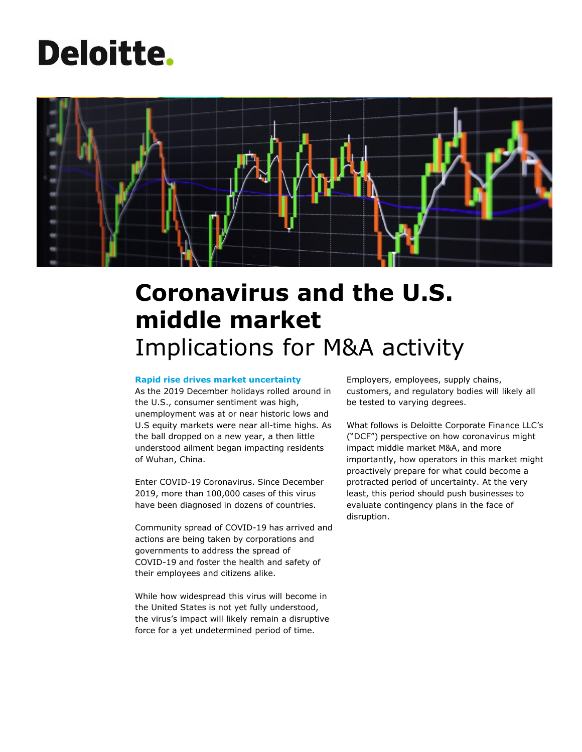Deloitte.

# Coronavirus and the U.S. middle market

## Implications for M&A activity

### Rapid rise drives market uncertainty

As the 2019 December holidays rolled around in the U.S., consumer sentiment was high, unemployment was at or near historic lows and U.S equity markets were near all-time highs. As the ball dropped on a new year, a then little understood ailment began impacting residents of Wuhan, China.

Enter COVID-19 Coronavirus. Since December 2019, more than 100,000 cases of this virus have been diagnosed in dozens of countries.

Community spread of COVID-19 has arrived and actions are being taken by corporations and governments to address the spread of COVID-19 and foster the health and safety of their employees and citizens alike.

While how widespread this virus will become in the United States is not yet fully understood, the virus's impact will likely remain a disruptive force for a yet undetermined period of time. Employers, employees, supply chains, customers, and regulatory bodies will likely all be tested to varying degrees.

What follows is Deloitte Corporate Finance LLC's ("DCF") perspective on how coronavirus might impact middle market M&A, and more importantly, how operators in this market might proactively prepare for what could become a protracted period of uncertainty. At the very least, this period should push businesses to evaluate contingency plans in the face of disruption.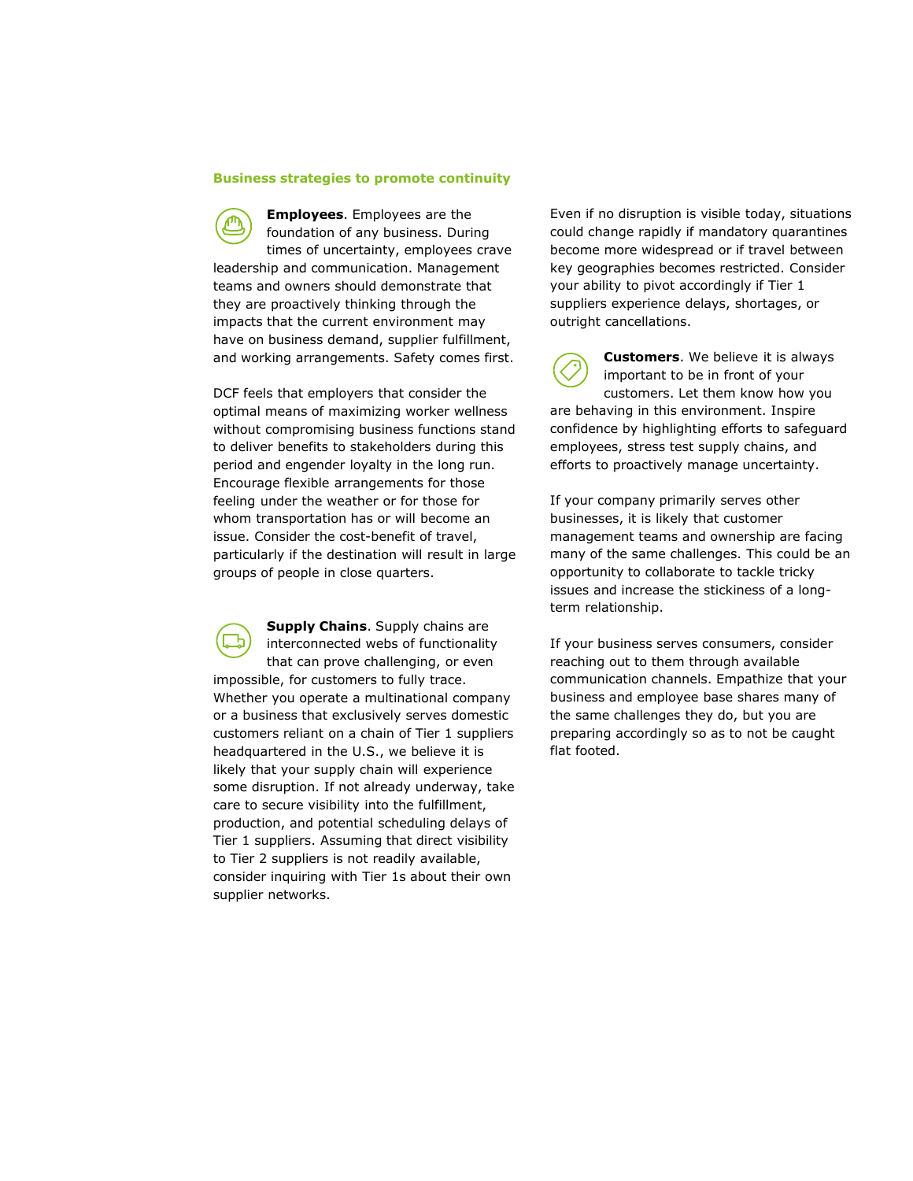## Business strategies to promote continuity

**Employees**. Employees are the foundation of any business. During times of uncertainty, employees crave leadership and communication. Management teams and owners should demonstrate that they are proactively thinking through the impacts that the current environment may have on business demand, supplier fulfillment, and working arrangements. Safety comes first.

DCF feels that employers that consider the optimal means of maximizing worker wellness without compromising business functions stand to deliver benefits to stakeholders during this period and engender loyalty in the long run. Encourage flexible arrangements for those feeling under the weather or for those for whom transportation has or will become an issue. Consider the cost-benefit of travel, particularly if the destination will result in large groups of people in close quarters.

**Supply Chains**. Supply chains are interconnected webs of functionality that can prove challenging, or even impossible, for customers to fully trace. Whether you operate a multinational company or a business that exclusively serves domestic customers reliant on a chain of Tier 1 suppliers headquartered in the U.S., we believe it is likely that your supply chain will experience some disruption. If not already underway, take care to secure visibility into the fulfillment, production, and potential scheduling delays of Tier 1 suppliers. Assuming that direct visibility to Tier 2 suppliers is not readily available, consider inquiring with Tier 1s about their own supplier networks.

Even if no disruption is visible today, situations could change rapidly if mandatory quarantines become more widespread or if travel between key geographies becomes restricted. Consider your ability to pivot accordingly if Tier 1 suppliers experience delays, shortages, or outright cancellations.

**Customers**. We believe it is always important to be in front of your customers. Let them know how you are behaving in this environment. Inspire confidence by highlighting efforts to safeguard employees, stress test supply chains, and efforts to proactively manage uncertainty.

If your company primarily serves other businesses, it is likely that customer management teams and ownership are facing many of the same challenges. This could be an opportunity to collaborate to tackle tricky issues and increase the stickiness of a long-term relationship.

If your business serves consumers, consider reaching out to them through available communication channels. Empathize that your business and employee base shares many of the same challenges they do, but you are preparing accordingly so as to not be caught flat footed.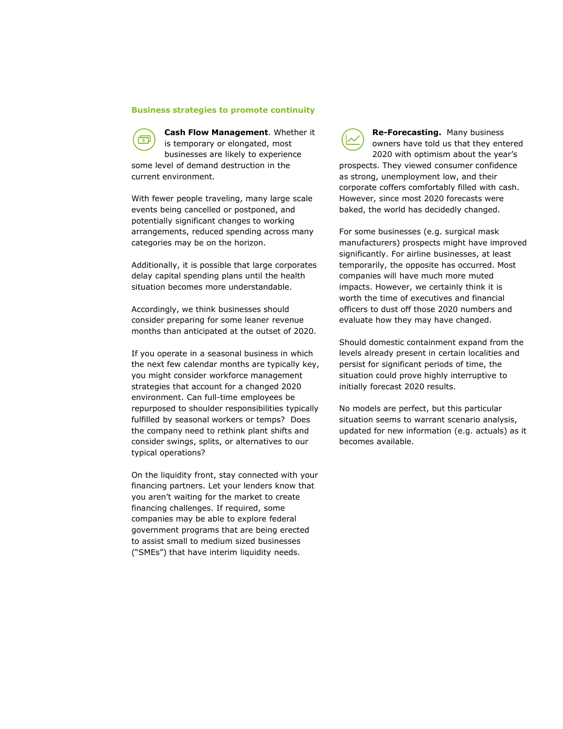## Business strategies to promote continuity

**Cash Flow Management**. Whether it is temporary or elongated, most businesses are likely to experience some level of demand destruction in the current environment.

With fewer people traveling, many large scale events being cancelled or postponed, and potentially significant changes to working arrangements, reduced spending across many categories may be on the horizon.

Additionally, it is possible that large corporates delay capital spending plans until the health situation becomes more understandable.

Accordingly, we think businesses should consider preparing for some leaner revenue months than anticipated at the outset of 2020.

If you operate in a seasonal business in which the next few calendar months are typically key, you might consider workforce management strategies that account for a changed 2020 environment. Can full-time employees be repurposed to shoulder responsibilities typically fulfilled by seasonal workers or temps? Does the company need to rethink plant shifts and consider swings, splits, or alternatives to our typical operations?

On the liquidity front, stay connected with your financing partners. Let your lenders know that you aren't waiting for the market to create financing challenges. If required, some companies may be able to explore federal government programs that are being erected to assist small to medium sized businesses ("SMEs") that have interim liquidity needs.

**Re-Forecasting.** Many business owners have told us that they entered 2020 with optimism about the year's prospects. They viewed consumer confidence as strong, unemployment low, and their corporate coffers comfortably filled with cash. However, since most 2020 forecasts were baked, the world has decidedly changed.

For some businesses (e.g. surgical mask manufacturers) prospects might have improved significantly. For airline businesses, at least temporarily, the opposite has occurred. Most companies will have much more muted impacts. However, we certainly think it is worth the time of executives and financial officers to dust off those 2020 numbers and evaluate how they may have changed.

Should domestic containment expand from the levels already present in certain localities and persist for significant periods of time, the situation could prove highly interruptive to initially forecast 2020 results.

No models are perfect, but this particular situation seems to warrant scenario analysis, updated for new information (e.g. actuals) as it becomes available.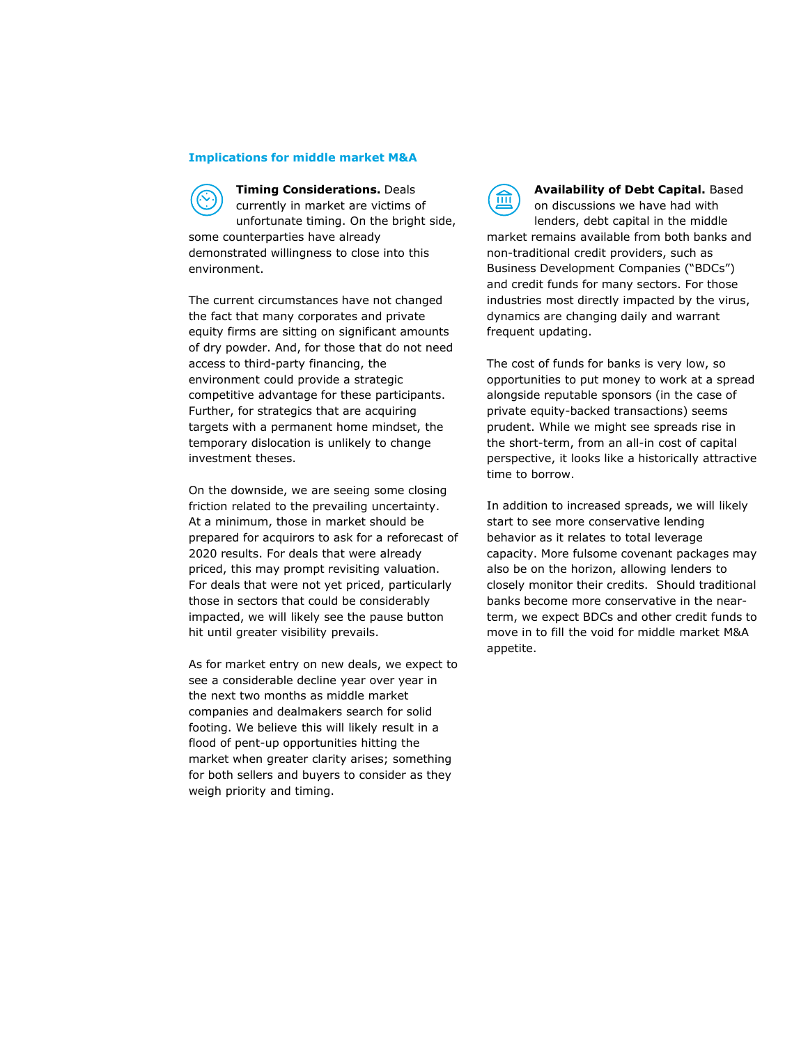## Implications for middle market M&A

**Timing Considerations.** Deals currently in market are victims of unfortunate timing. On the bright side, some counterparties have already demonstrated willingness to close into this environment.

The current circumstances have not changed the fact that many corporates and private equity firms are sitting on significant amounts of dry powder. And, for those that do not need access to third-party financing, the environment could provide a strategic competitive advantage for these participants. Further, for strategics that are acquiring targets with a permanent home mindset, the temporary dislocation is unlikely to change investment theses.

On the downside, we are seeing some closing friction related to the prevailing uncertainty. At a minimum, those in market should be prepared for acquirors to ask for a reforecast of 2020 results. For deals that were already priced, this may prompt revisiting valuation. For deals that were not yet priced, particularly those in sectors that could be considerably impacted, we will likely see the pause button hit until greater visibility prevails.

As for market entry on new deals, we expect to see a considerable decline year over year in the next two months as middle market companies and dealmakers search for solid footing. We believe this will likely result in a flood of pent-up opportunities hitting the market when greater clarity arises; something for both sellers and buyers to consider as they weigh priority and timing.

**Availability of Debt Capital.** Based on discussions we have had with lenders, debt capital in the middle market remains available from both banks and non-traditional credit providers, such as Business Development Companies ("BDCs") and credit funds for many sectors. For those industries most directly impacted by the virus, dynamics are changing daily and warrant frequent updating.

The cost of funds for banks is very low, so opportunities to put money to work at a spread alongside reputable sponsors (in the case of private equity-backed transactions) seems prudent. While we might see spreads rise in the short-term, from an all-in cost of capital perspective, it looks like a historically attractive time to borrow.

In addition to increased spreads, we will likely start to see more conservative lending behavior as it relates to total leverage capacity. More fulsome covenant packages may also be on the horizon, allowing lenders to closely monitor their credits. Should traditional banks become more conservative in the near-term, we expect BDCs and other credit funds to move in to fill the void for middle market M&A appetite.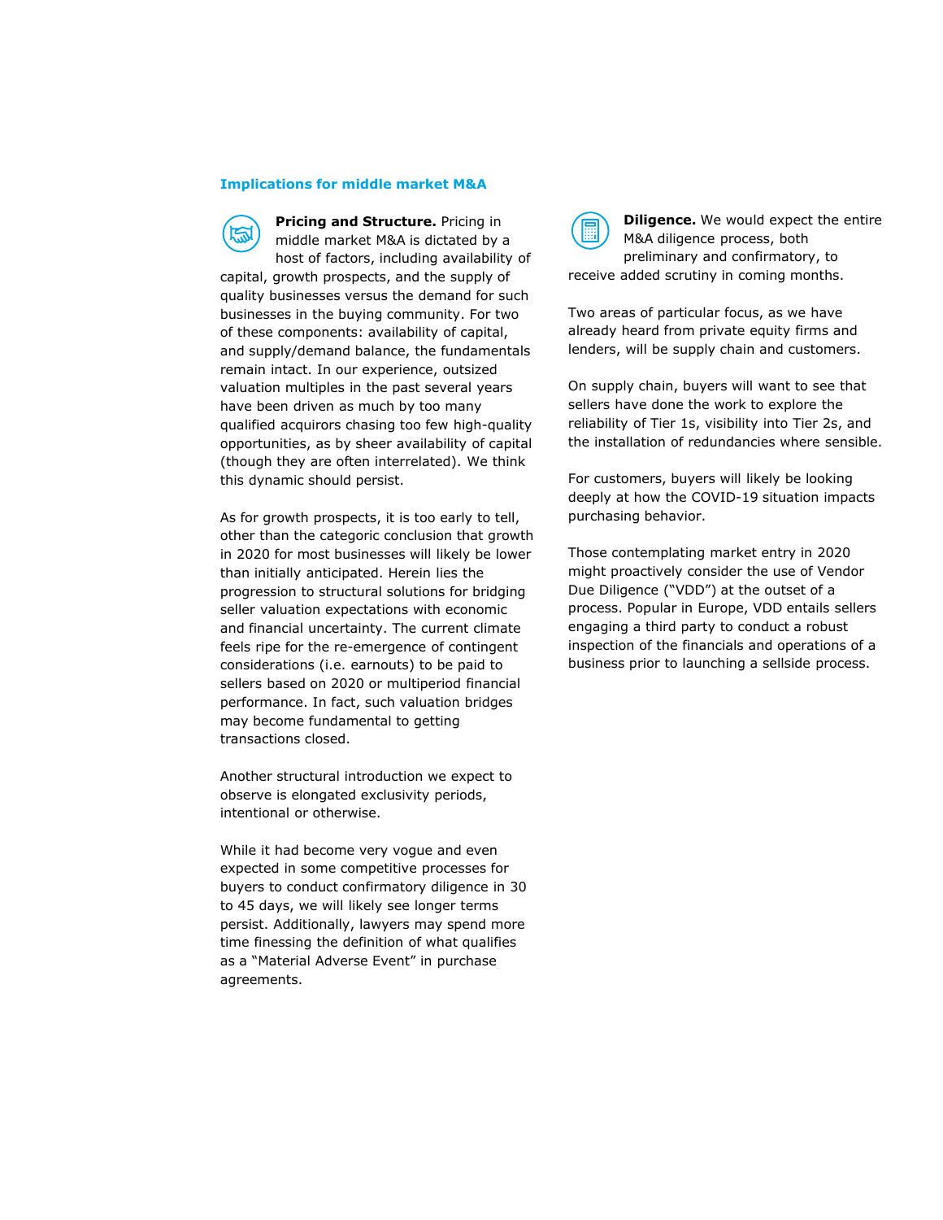## Implications for middle market M&A

**Pricing and Structure.** Pricing in middle market M&A is dictated by a host of factors, including availability of capital, growth prospects, and the supply of quality businesses versus the demand for such businesses in the buying community. For two of these components: availability of capital, and supply/demand balance, the fundamentals remain intact. In our experience, outsized valuation multiples in the past several years have been driven as much by too many qualified acquirors chasing too few high-quality opportunities, as by sheer availability of capital (though they are often interrelated). We think this dynamic should persist.

As for growth prospects, it is too early to tell, other than the categoric conclusion that growth in 2020 for most businesses will likely be lower than initially anticipated. Herein lies the progression to structural solutions for bridging seller valuation expectations with economic and financial uncertainty. The current climate feels ripe for the re-emergence of contingent considerations (i.e. earnouts) to be paid to sellers based on 2020 or multiperiod financial performance. In fact, such valuation bridges may become fundamental to getting transactions closed.

Another structural introduction we expect to observe is elongated exclusivity periods, intentional or otherwise.

While it had become very vogue and even expected in some competitive processes for buyers to conduct confirmatory diligence in 30 to 45 days, we will likely see longer terms persist. Additionally, lawyers may spend more time finessing the definition of what qualifies as a "Material Adverse Event" in purchase agreements.

**Diligence.** We would expect the entire M&A diligence process, both preliminary and confirmatory, to receive added scrutiny in coming months.

Two areas of particular focus, as we have already heard from private equity firms and lenders, will be supply chain and customers.

On supply chain, buyers will want to see that sellers have done the work to explore the reliability of Tier 1s, visibility into Tier 2s, and the installation of redundancies where sensible.

For customers, buyers will likely be looking deeply at how the COVID-19 situation impacts purchasing behavior.

Those contemplating market entry in 2020 might proactively consider the use of Vendor Due Diligence ("VDD") at the outset of a process. Popular in Europe, VDD entails sellers engaging a third party to conduct a robust inspection of the financials and operations of a business prior to launching a sellside process.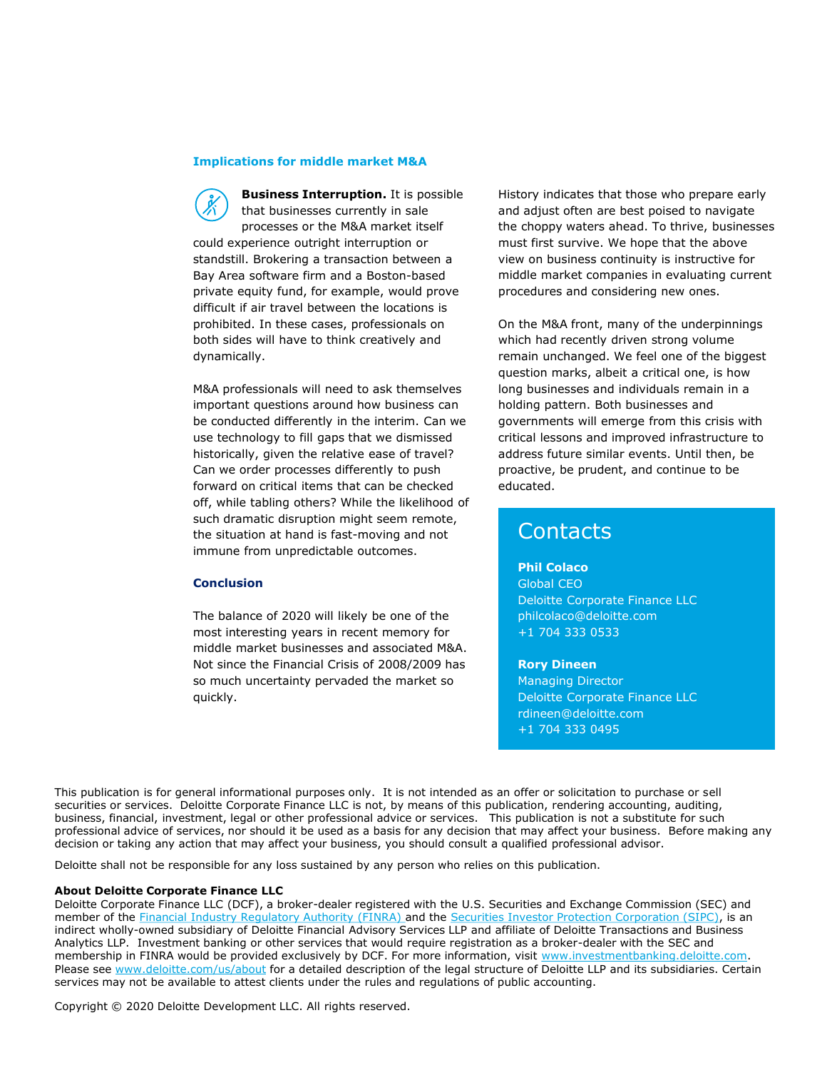## Implications for middle market M&A

**Business Interruption.** It is possible that businesses currently in sale processes or the M&A market itself could experience outright interruption or standstill. Brokering a transaction between a Bay Area software firm and a Boston-based private equity fund, for example, would prove difficult if air travel between the locations is prohibited. In these cases, professionals on both sides will have to think creatively and dynamically.

M&A professionals will need to ask themselves important questions around how business can be conducted differently in the interim. Can we use technology to fill gaps that we dismissed historically, given the relative ease of travel? Can we order processes differently to push forward on critical items that can be checked off, while tabling others? While the likelihood of such dramatic disruption might seem remote, the situation at hand is fast-moving and not immune from unpredictable outcomes.

## Conclusion

The balance of 2020 will likely be one of the most interesting years in recent memory for middle market businesses and associated M&A. Not since the Financial Crisis of 2008/2009 has so much uncertainty pervaded the market so quickly.

History indicates that those who prepare early and adjust often are best poised to navigate the choppy waters ahead. To thrive, businesses must first survive. We hope that the above view on business continuity is instructive for middle market companies in evaluating current procedures and considering new ones.

On the M&A front, many of the underpinnings which had recently driven strong volume remain unchanged. We feel one of the biggest question marks, albeit a critical one, is how long businesses and individuals remain in a holding pattern. Both businesses and governments will emerge from this crisis with critical lessons and improved infrastructure to address future similar events. Until then, be proactive, be prudent, and continue to be educated.

## Contacts

**Phil Colaco**
Global CEO
Deloitte Corporate Finance LLC
philcolaco@deloitte.com
+1 704 333 0533

**Rory Dineen**
Managing Director
Deloitte Corporate Finance LLC
rdineen@deloitte.com
+1 704 333 0495

This publication is for general informational purposes only. It is not intended as an offer or solicitation to purchase or sell securities or services. Deloitte Corporate Finance LLC is not, by means of this publication, rendering accounting, auditing, business, financial, investment, legal or other professional advice or services. This publication is not a substitute for such professional advice of services, nor should it be used as a basis for any decision that may affect your business. Before making any decision or taking any action that may affect your business, you should consult a qualified professional advisor.

Deloitte shall not be responsible for any loss sustained by any person who relies on this publication.

**About Deloitte Corporate Finance LLC**
Deloitte Corporate Finance LLC (DCF), a broker-dealer registered with the U.S. Securities and Exchange Commission (SEC) and member of the Financial Industry Regulatory Authority (FINRA) and the Securities Investor Protection Corporation (SIPC), is an indirect wholly-owned subsidiary of Deloitte Financial Advisory Services LLP and affiliate of Deloitte Transactions and Business Analytics LLP. Investment banking or other services that would require registration as a broker-dealer with the SEC and membership in FINRA would be provided exclusively by DCF. For more information, visit www.investmentbanking.deloitte.com. Please see www.deloitte.com/us/about for a detailed description of the legal structure of Deloitte LLP and its subsidiaries. Certain services may not be available to attest clients under the rules and regulations of public accounting.

Copyright © 2020 Deloitte Development LLC. All rights reserved.